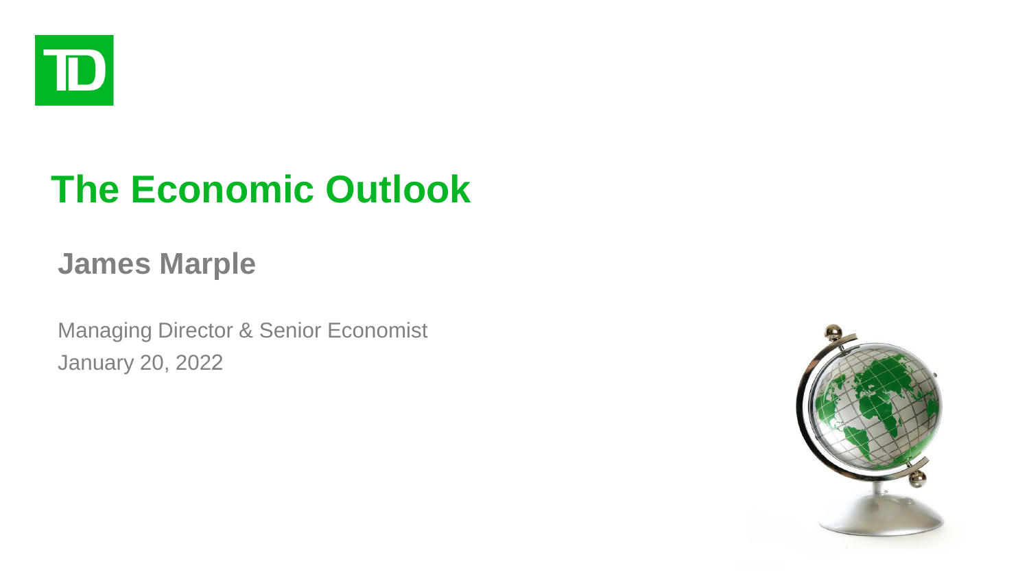# The Economic Outlook

**James Marple**

Managing Director & Senior Economist

January 20, 2022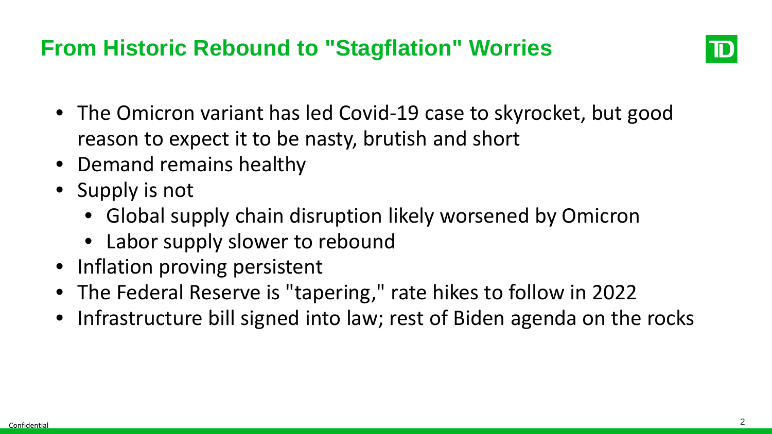## From Historic Rebound to "Stagflation" Worries

- The Omicron variant has led Covid-19 case to skyrocket, but good reason to expect it to be nasty, brutish and short
- Demand remains healthy
- Supply is not
  - Global supply chain disruption likely worsened by Omicron
  - Labor supply slower to rebound
- Inflation proving persistent
- The Federal Reserve is "tapering," rate hikes to follow in 2022
- Infrastructure bill signed into law; rest of Biden agenda on the rocks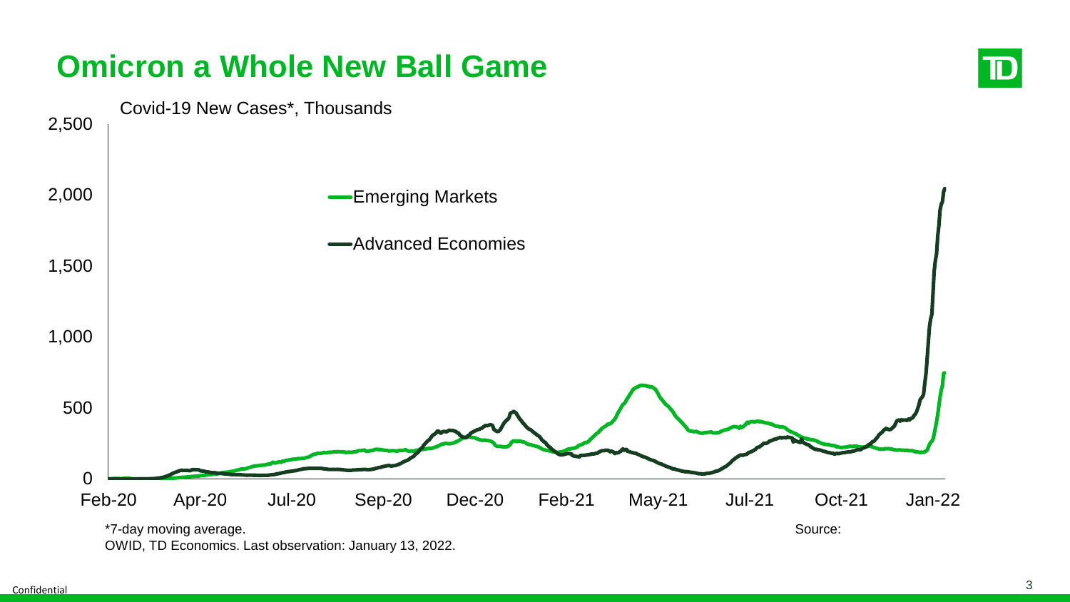# Omicron a Whole New Ball Game

Covid-19 New Cases*, Thousands

- Emerging Markets
- Advanced Economies

*7-day moving average.

Source: OWID, TD Economics. Last observation: January 13, 2022.

Confidential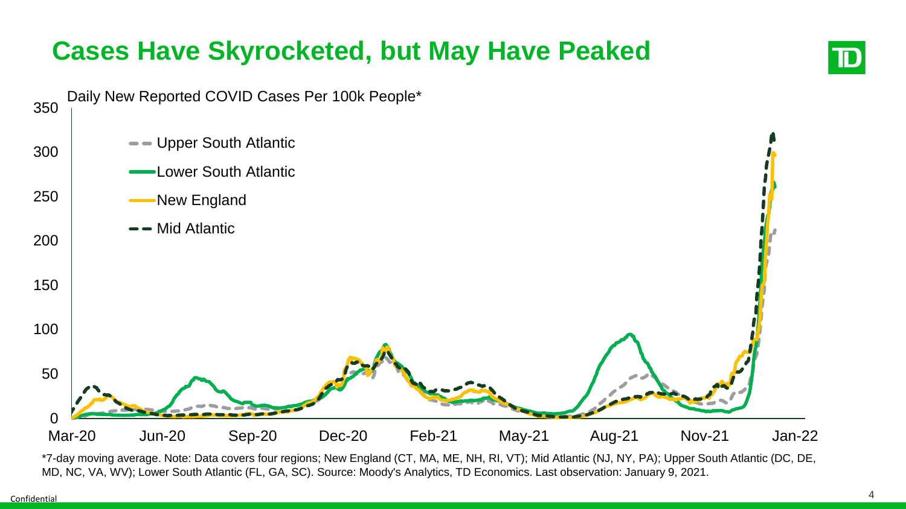# Cases Have Skyrocketed, but May Have Peaked

Daily New Reported COVID Cases Per 100k People*

*7-day moving average. Note: Data covers four regions; New England (CT, MA, ME, NH, RI, VT); Mid Atlantic (NJ, NY, PA); Upper South Atlantic (DC, DE, MD, NC, VA, WV); Lower South Atlantic (FL, GA, SC). Source: Moody's Analytics, TD Economics. Last observation: January 9, 2021.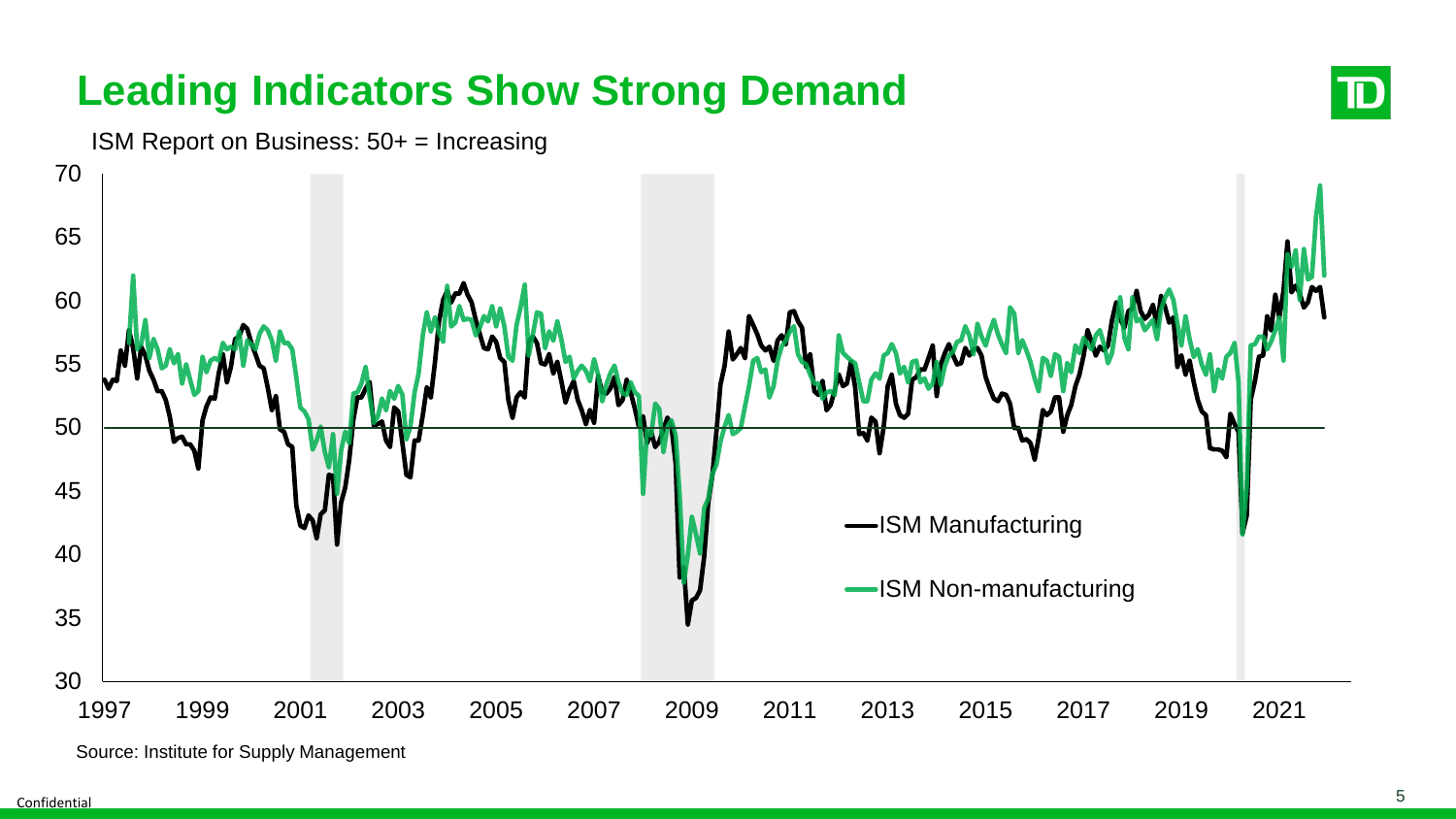# Leading Indicators Show Strong Demand

ISM Report on Business: 50+ = Increasing

Source: Institute for Supply Management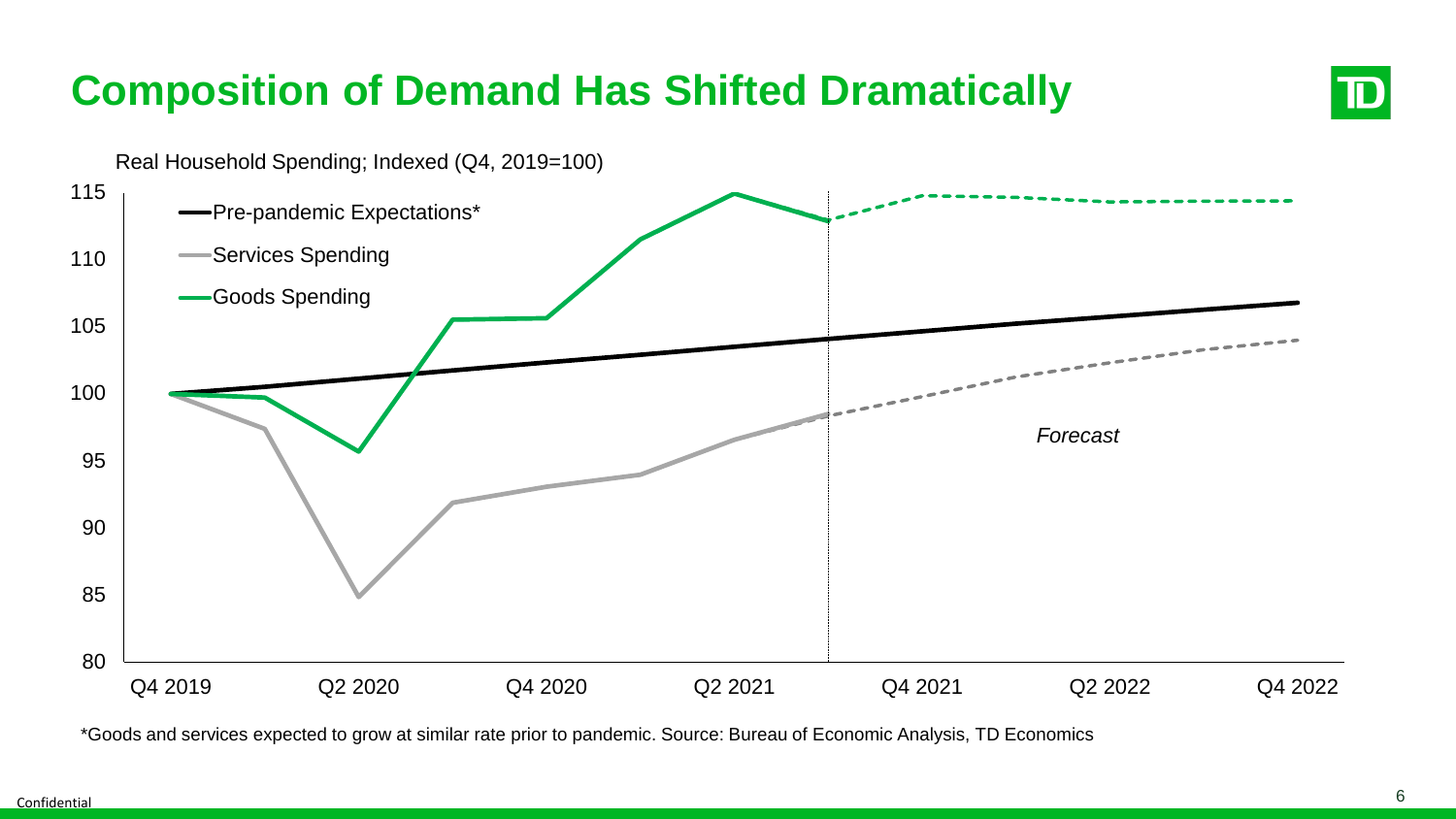# Composition of Demand Has Shifted Dramatically

Real Household Spending; Indexed (Q4, 2019=100)

- Pre-pandemic Expectations*
- Services Spending
- Goods Spending

*Forecast*

*Goods and services expected to grow at similar rate prior to pandemic. Source: Bureau of Economic Analysis, TD Economics

Confidential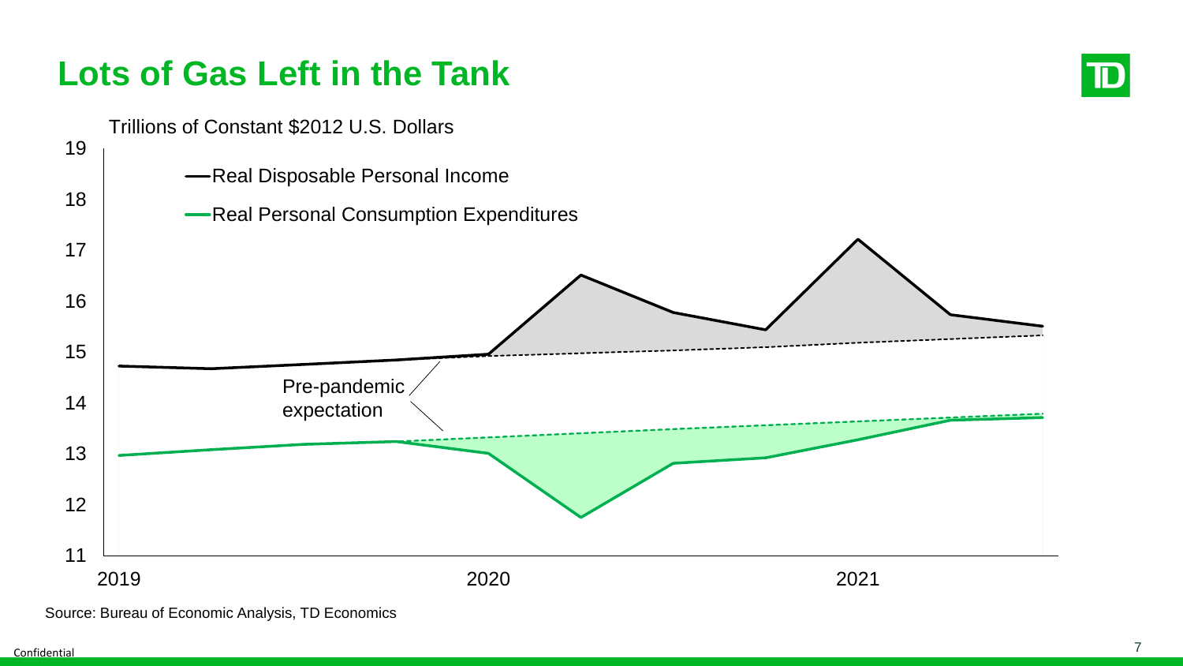# Lots of Gas Left in the Tank

Trillions of Constant $2012 U.S. Dollars

- Real Disposable Personal Income
- Real Personal Consumption Expenditures

Pre-pandemic expectation

Source: Bureau of Economic Analysis, TD Economics

Confidential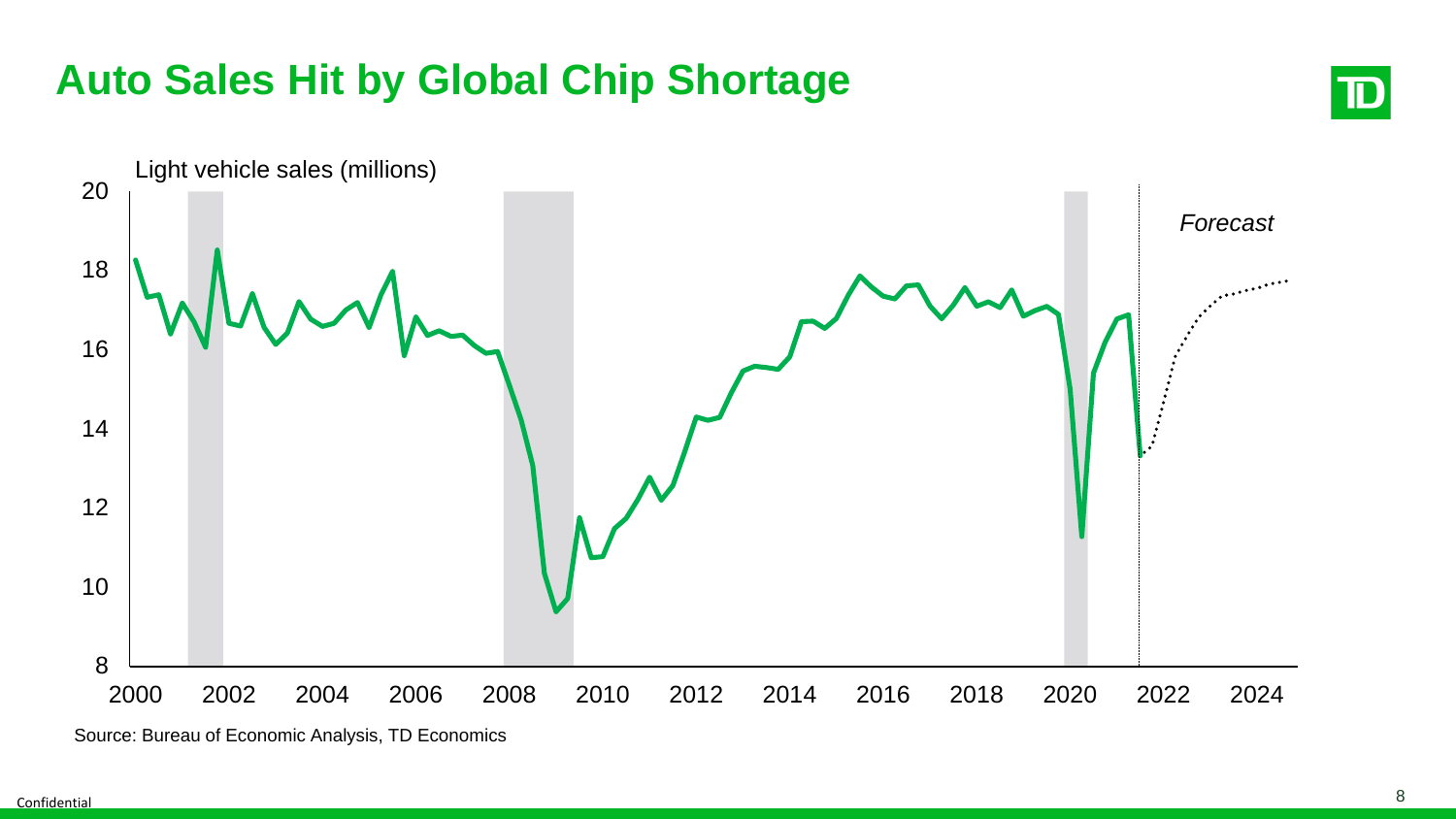# Auto Sales Hit by Global Chip Shortage

Light vehicle sales (millions)

*Forecast*

Source: Bureau of Economic Analysis, TD Economics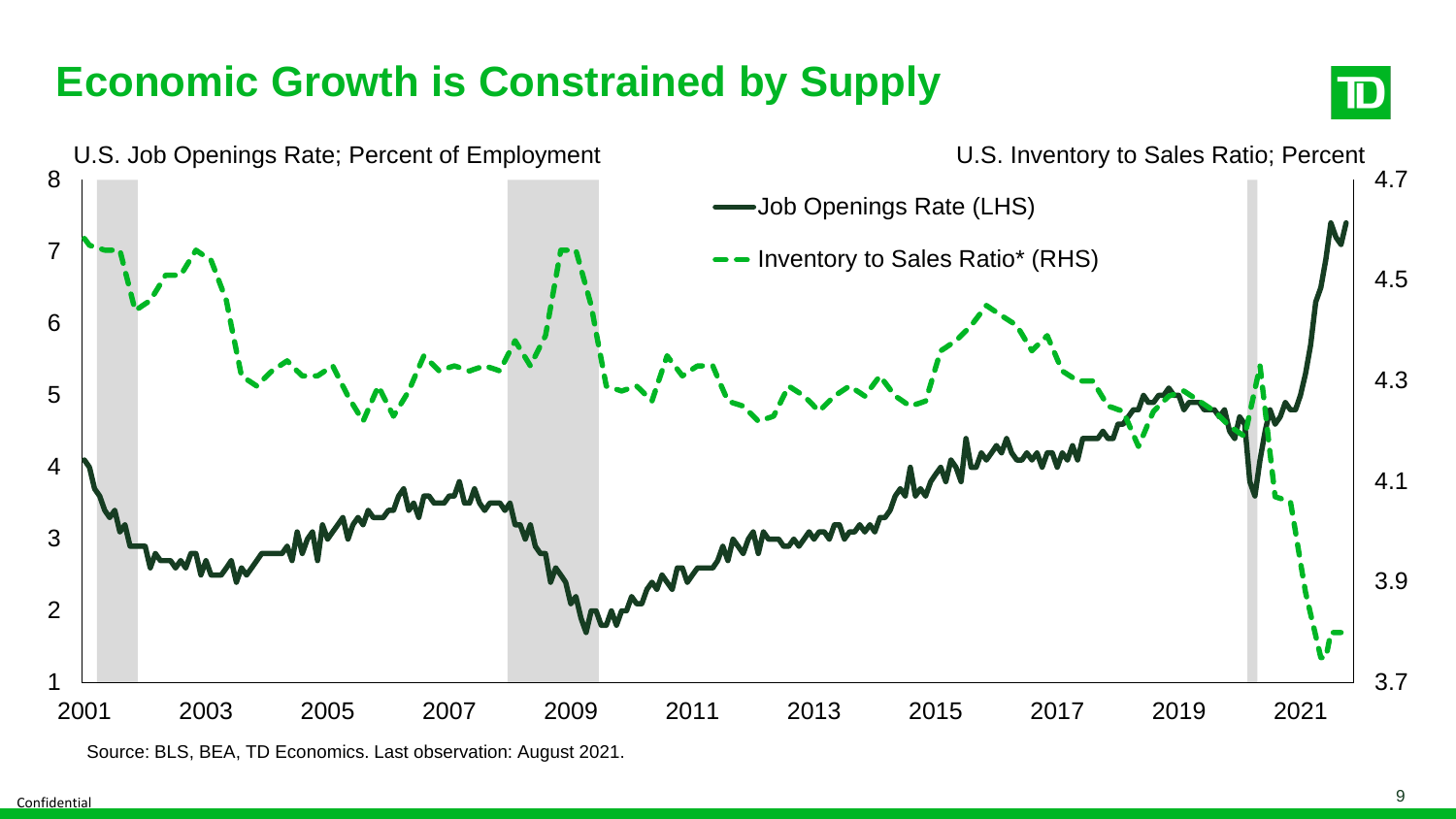# Economic Growth is Constrained by Supply

U.S. Job Openings Rate; Percent of Employment

U.S. Inventory to Sales Ratio; Percent

Job Openings Rate (LHS)

Inventory to Sales Ratio* (RHS)

Source: BLS, BEA, TD Economics. Last observation: August 2021.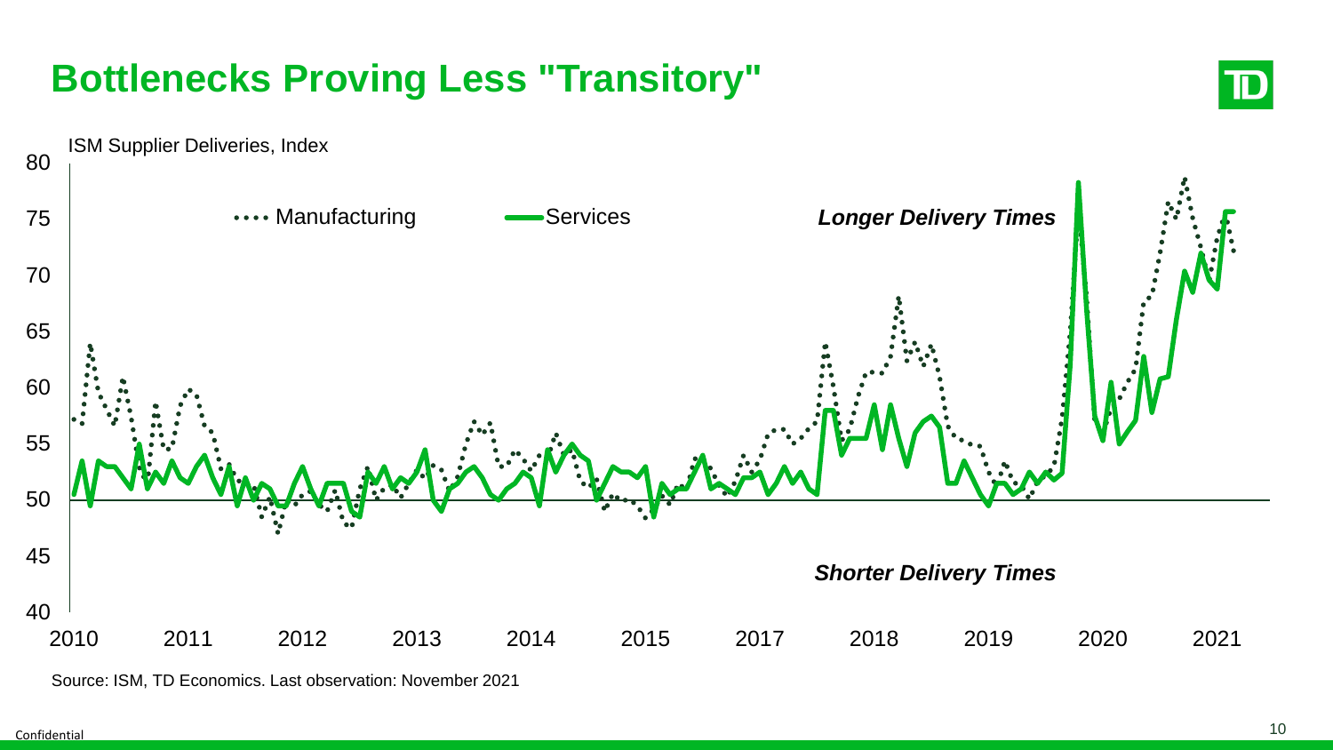# Bottlenecks Proving Less "Transitory"

ISM Supplier Deliveries, Index

Manufacturing
Services

*Longer Delivery Times*

*Shorter Delivery Times*

80
75
70
65
60
55
50
45
40

2010 2011 2012 2013 2014 2015 2017 2018 2019 2020 2021

Source: ISM, TD Economics. Last observation: November 2021

Confidential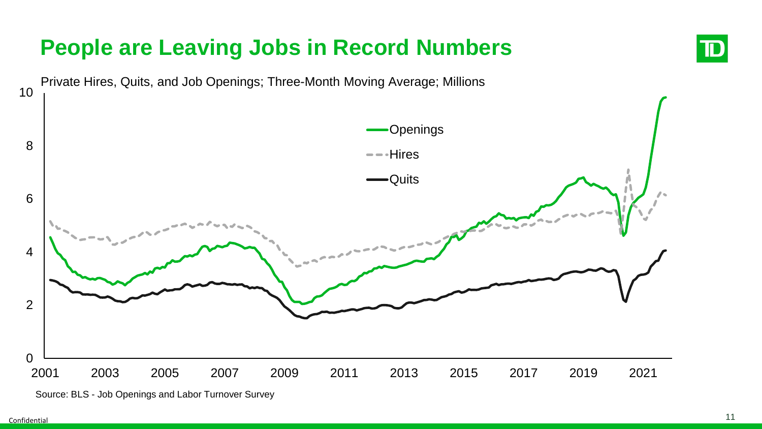# People are Leaving Jobs in Record Numbers

Private Hires, Quits, and Job Openings; Three-Month Moving Average; Millions

Source: BLS - Job Openings and Labor Turnover Survey

Confidential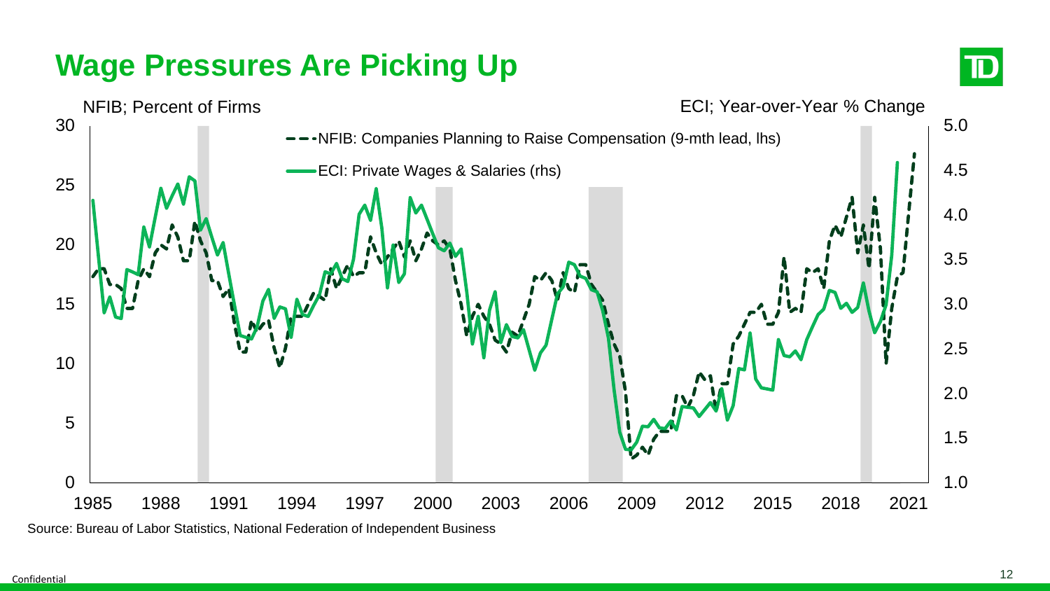# Wage Pressures Are Picking Up

NFIB; Percent of Firms

ECI; Year-over-Year % Change

- NFIB: Companies Planning to Raise Compensation (9-mth lead, lhs)
- ECI: Private Wages & Salaries (rhs)

Source: Bureau of Labor Statistics, National Federation of Independent Business

Confidential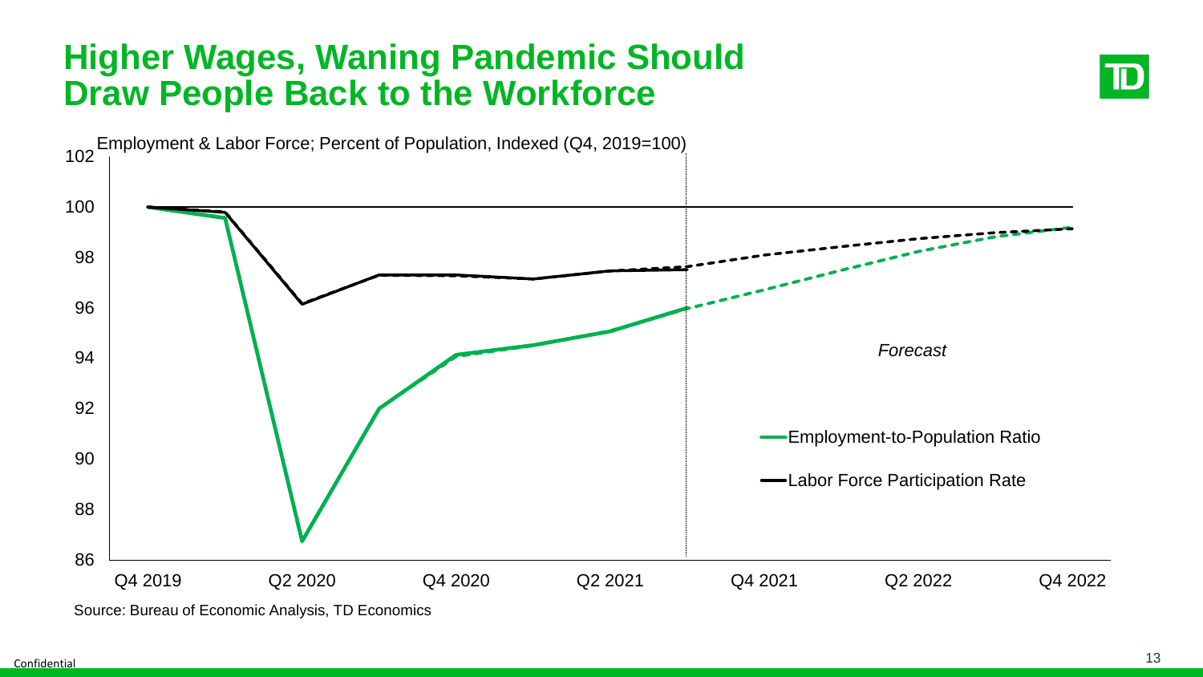# Higher Wages, Waning Pandemic Should Draw People Back to the Workforce

Employment & Labor Force; Percent of Population, Indexed (Q4, 2019=100)

Source: Bureau of Economic Analysis, TD Economics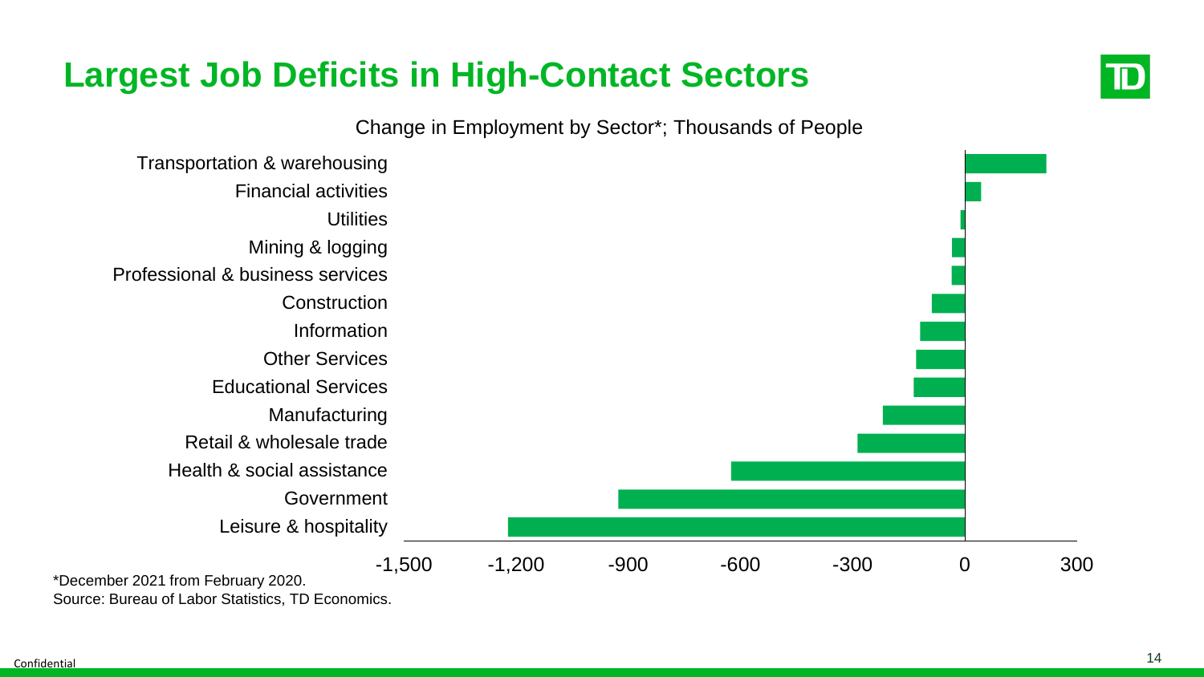# Largest Job Deficits in High-Contact Sectors

Change in Employment by Sector*; Thousands of People

Transportation & warehousing
Financial activities
Utilities
Mining & logging
Professional & business services
Construction
Information
Other Services
Educational Services
Manufacturing
Retail & wholesale trade
Health & social assistance
Government
Leisure & hospitality

-1,500 -1,200 -900 -600 -300 0 300

*December 2021 from February 2020.
Source: Bureau of Labor Statistics, TD Economics.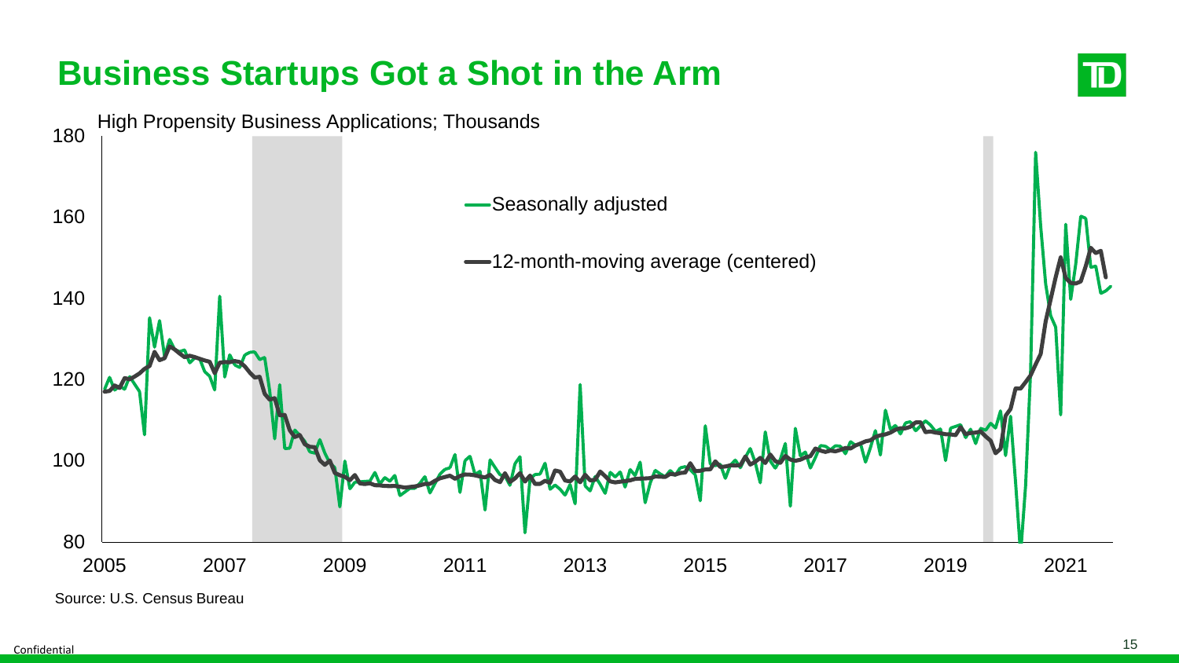# Business Startups Got a Shot in the Arm

High Propensity Business Applications; Thousands

- Seasonally adjusted
- 12-month-moving average (centered)

Source: U.S. Census Bureau

Confidential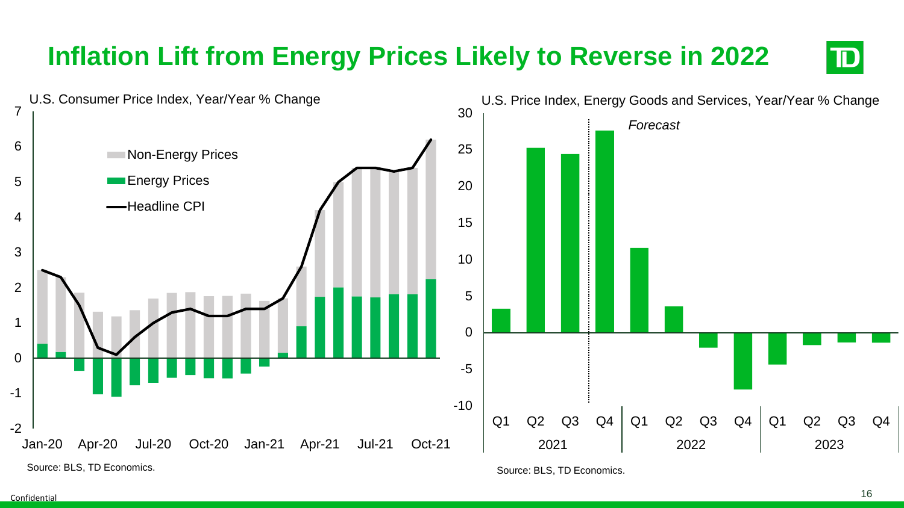# Inflation Lift from Energy Prices Likely to Reverse in 2022

U.S. Consumer Price Index, Year/Year % Change

- Non-Energy Prices
- Energy Prices
- Headline CPI

Source: BLS, TD Economics.

U.S. Price Index, Energy Goods and Services, Year/Year % Change

*Forecast*

Source: BLS, TD Economics.

Confidential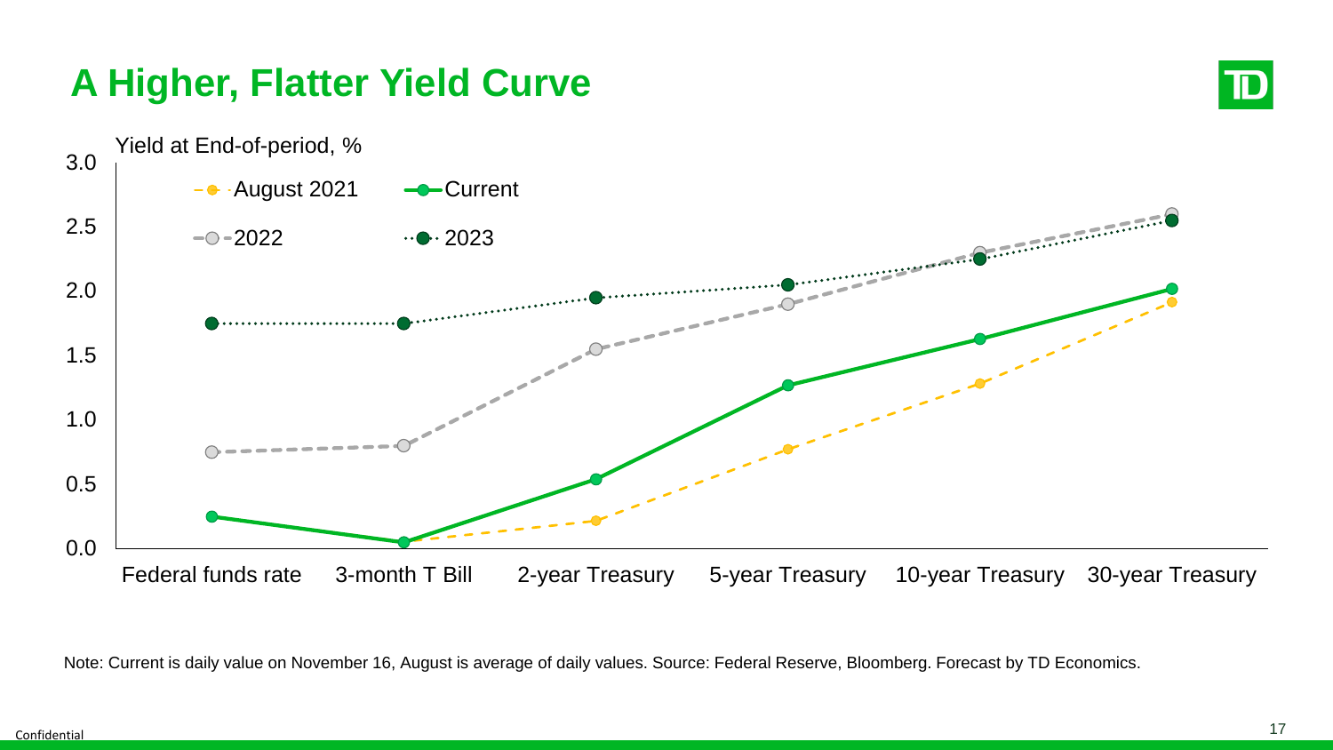# A Higher, Flatter Yield Curve

Yield at End-of-period, %

Legend: August 2021, Current, 2022, 2023

Y-axis: 0.0, 0.5, 1.0, 1.5, 2.0, 2.5, 3.0

X-axis: Federal funds rate, 3-month T Bill, 2-year Treasury, 5-year Treasury, 10-year Treasury, 30-year Treasury

Note: Current is daily value on November 16, August is average of daily values. Source: Federal Reserve, Bloomberg. Forecast by TD Economics.

Confidential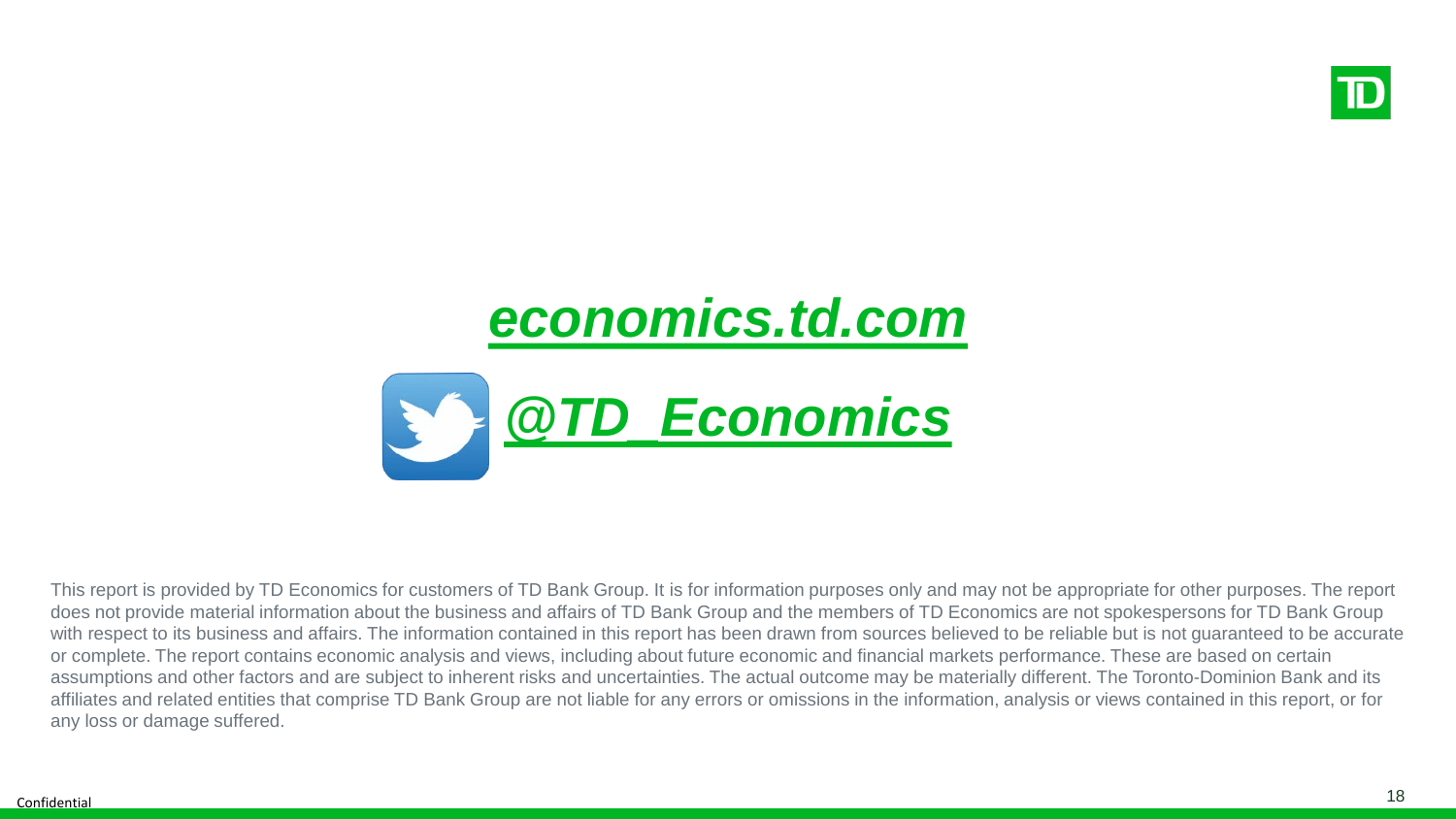***economics.td.com***

***@TD_Economics***

This report is provided by TD Economics for customers of TD Bank Group. It is for information purposes only and may not be appropriate for other purposes. The report does not provide material information about the business and affairs of TD Bank Group and the members of TD Economics are not spokespersons for TD Bank Group with respect to its business and affairs. The information contained in this report has been drawn from sources believed to be reliable but is not guaranteed to be accurate or complete. The report contains economic analysis and views, including about future economic and financial markets performance. These are based on certain assumptions and other factors and are subject to inherent risks and uncertainties. The actual outcome may be materially different. The Toronto-Dominion Bank and its affiliates and related entities that comprise TD Bank Group are not liable for any errors or omissions in the information, analysis or views contained in this report, or for any loss or damage suffered.

Confidential